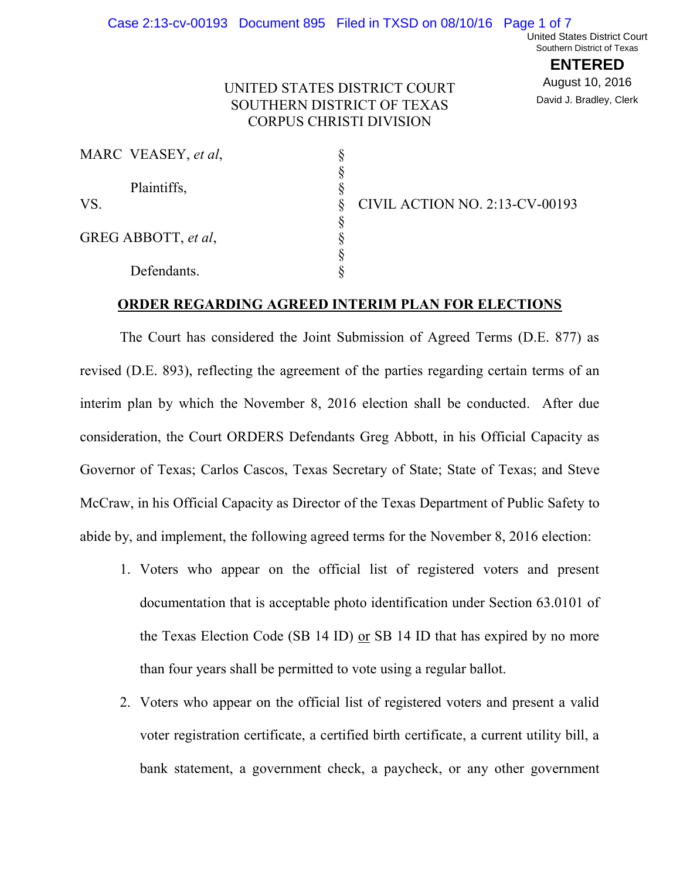UNITED STATES DISTRICT COURT
SOUTHERN DISTRICT OF TEXAS
CORPUS CHRISTI DIVISION

| | | |
|---|---|---|
| MARC VEASEY, *et al*, | § | |
| | § | |
| Plaintiffs, | § | |
| VS. | § | CIVIL ACTION NO. 2:13-CV-00193 |
| | § | |
| GREG ABBOTT, *et al*, | § | |
| | § | |
| Defendants. | § | |

## ORDER REGARDING AGREED INTERIM PLAN FOR ELECTIONS

The Court has considered the Joint Submission of Agreed Terms (D.E. 877) as revised (D.E. 893), reflecting the agreement of the parties regarding certain terms of an interim plan by which the November 8, 2016 election shall be conducted. After due consideration, the Court ORDERS Defendants Greg Abbott, in his Official Capacity as Governor of Texas; Carlos Cascos, Texas Secretary of State; State of Texas; and Steve McCraw, in his Official Capacity as Director of the Texas Department of Public Safety to abide by, and implement, the following agreed terms for the November 8, 2016 election:

1. Voters who appear on the official list of registered voters and present documentation that is acceptable photo identification under Section 63.0101 of the Texas Election Code (SB 14 ID) or SB 14 ID that has expired by no more than four years shall be permitted to vote using a regular ballot.

2. Voters who appear on the official list of registered voters and present a valid voter registration certificate, a certified birth certificate, a current utility bill, a bank statement, a government check, a paycheck, or any other government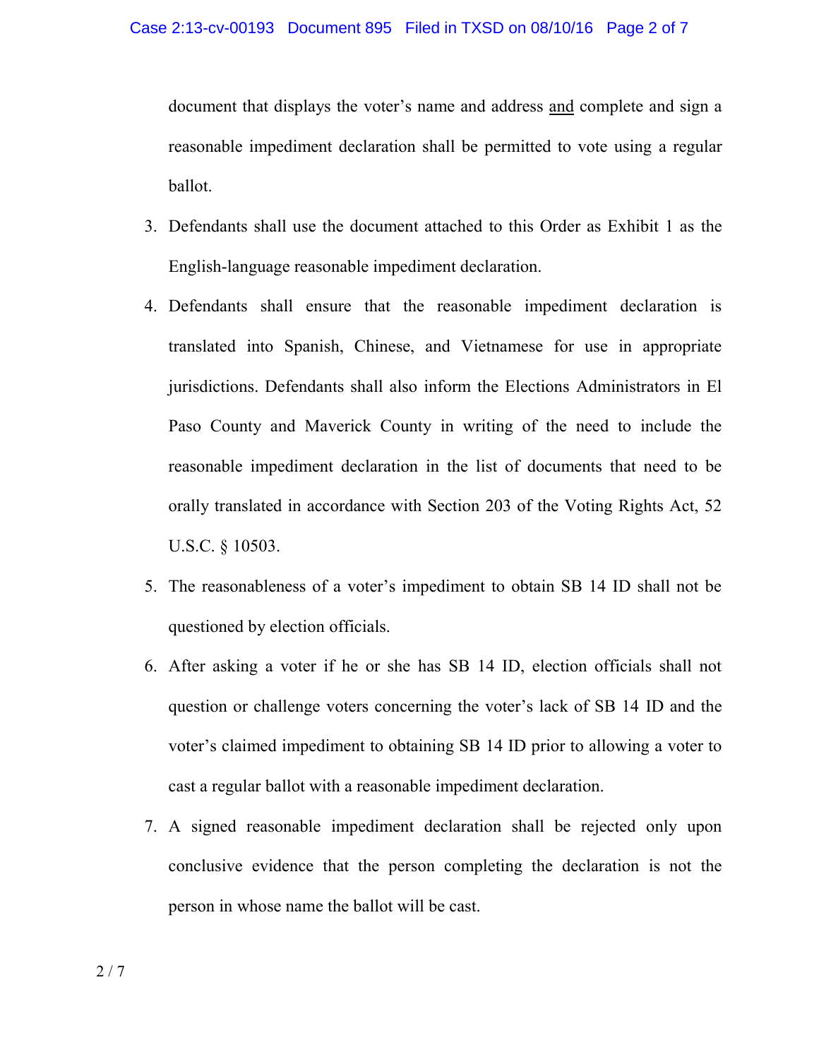document that displays the voter's name and address <u>and</u> complete and sign a reasonable impediment declaration shall be permitted to vote using a regular ballot.

3. Defendants shall use the document attached to this Order as Exhibit 1 as the English-language reasonable impediment declaration.
4. Defendants shall ensure that the reasonable impediment declaration is translated into Spanish, Chinese, and Vietnamese for use in appropriate jurisdictions. Defendants shall also inform the Elections Administrators in El Paso County and Maverick County in writing of the need to include the reasonable impediment declaration in the list of documents that need to be orally translated in accordance with Section 203 of the Voting Rights Act, 52 U.S.C. § 10503.
5. The reasonableness of a voter's impediment to obtain SB 14 ID shall not be questioned by election officials.
6. After asking a voter if he or she has SB 14 ID, election officials shall not question or challenge voters concerning the voter's lack of SB 14 ID and the voter's claimed impediment to obtaining SB 14 ID prior to allowing a voter to cast a regular ballot with a reasonable impediment declaration.
7. A signed reasonable impediment declaration shall be rejected only upon conclusive evidence that the person completing the declaration is not the person in whose name the ballot will be cast.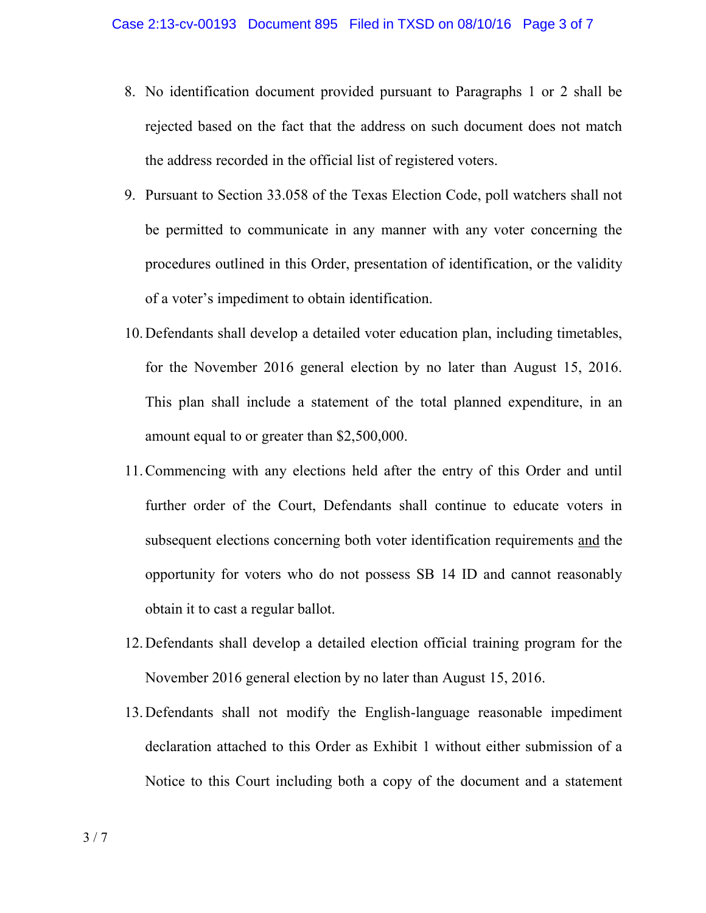8. No identification document provided pursuant to Paragraphs 1 or 2 shall be rejected based on the fact that the address on such document does not match the address recorded in the official list of registered voters.
9. Pursuant to Section 33.058 of the Texas Election Code, poll watchers shall not be permitted to communicate in any manner with any voter concerning the procedures outlined in this Order, presentation of identification, or the validity of a voter's impediment to obtain identification.
10. Defendants shall develop a detailed voter education plan, including timetables, for the November 2016 general election by no later than August 15, 2016. This plan shall include a statement of the total planned expenditure, in an amount equal to or greater than $2,500,000.
11. Commencing with any elections held after the entry of this Order and until further order of the Court, Defendants shall continue to educate voters in subsequent elections concerning both voter identification requirements <u>and</u> the opportunity for voters who do not possess SB 14 ID and cannot reasonably obtain it to cast a regular ballot.
12. Defendants shall develop a detailed election official training program for the November 2016 general election by no later than August 15, 2016.
13. Defendants shall not modify the English-language reasonable impediment declaration attached to this Order as Exhibit 1 without either submission of a Notice to this Court including both a copy of the document and a statement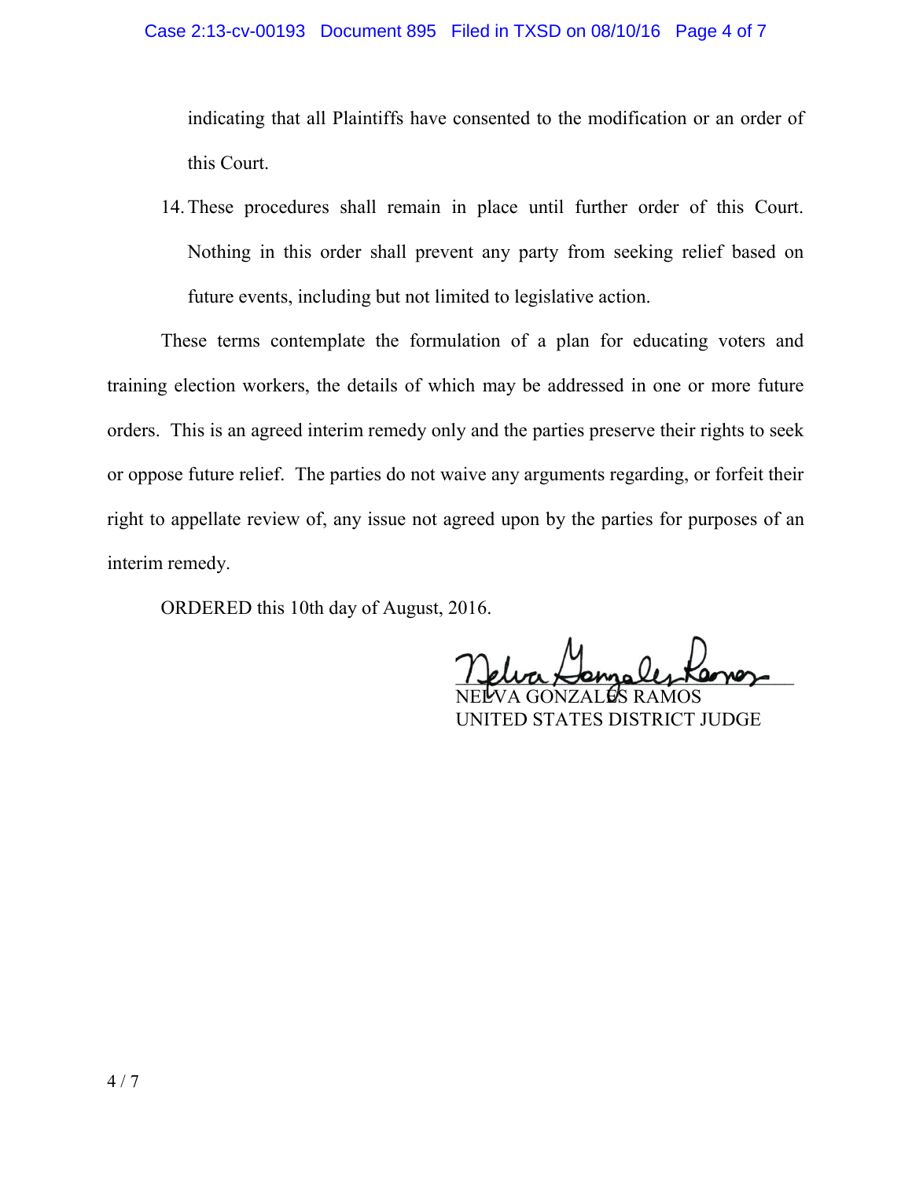indicating that all Plaintiffs have consented to the modification or an order of this Court.

14. These procedures shall remain in place until further order of this Court. Nothing in this order shall prevent any party from seeking relief based on future events, including but not limited to legislative action.

These terms contemplate the formulation of a plan for educating voters and training election workers, the details of which may be addressed in one or more future orders. This is an agreed interim remedy only and the parties preserve their rights to seek or oppose future relief. The parties do not waive any arguments regarding, or forfeit their right to appellate review of, any issue not agreed upon by the parties for purposes of an interim remedy.

ORDERED this 10th day of August, 2016.

NELVA GONZALES RAMOS
UNITED STATES DISTRICT JUDGE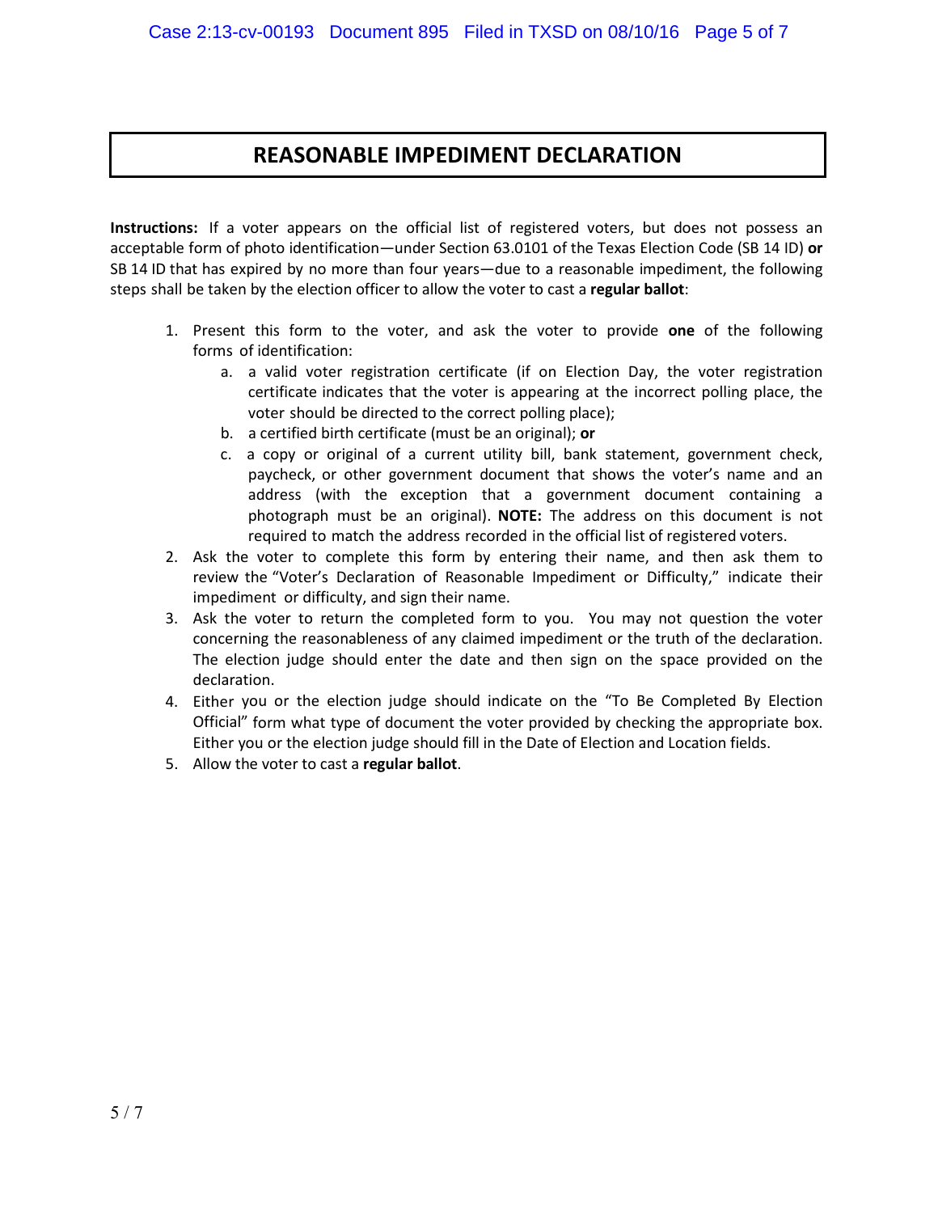# REASONABLE IMPEDIMENT DECLARATION

**Instructions:** If a voter appears on the official list of registered voters, but does not possess an acceptable form of photo identification—under Section 63.0101 of the Texas Election Code (SB 14 ID) **or** SB 14 ID that has expired by no more than four years—due to a reasonable impediment, the following steps shall be taken by the election officer to allow the voter to cast a **regular ballot**:

1. Present this form to the voter, and ask the voter to provide **one** of the following forms of identification:
   a. a valid voter registration certificate (if on Election Day, the voter registration certificate indicates that the voter is appearing at the incorrect polling place, the voter should be directed to the correct polling place);
   b. a certified birth certificate (must be an original); **or**
   c. a copy or original of a current utility bill, bank statement, government check, paycheck, or other government document that shows the voter's name and an address (with the exception that a government document containing a photograph must be an original). **NOTE:** The address on this document is not required to match the address recorded in the official list of registered voters.
2. Ask the voter to complete this form by entering their name, and then ask them to review the "Voter's Declaration of Reasonable Impediment or Difficulty," indicate their impediment or difficulty, and sign their name.
3. Ask the voter to return the completed form to you. You may not question the voter concerning the reasonableness of any claimed impediment or the truth of the declaration. The election judge should enter the date and then sign on the space provided on the declaration.
4. Either you or the election judge should indicate on the "To Be Completed By Election Official" form what type of document the voter provided by checking the appropriate box. Either you or the election judge should fill in the Date of Election and Location fields.
5. Allow the voter to cast a **regular ballot**.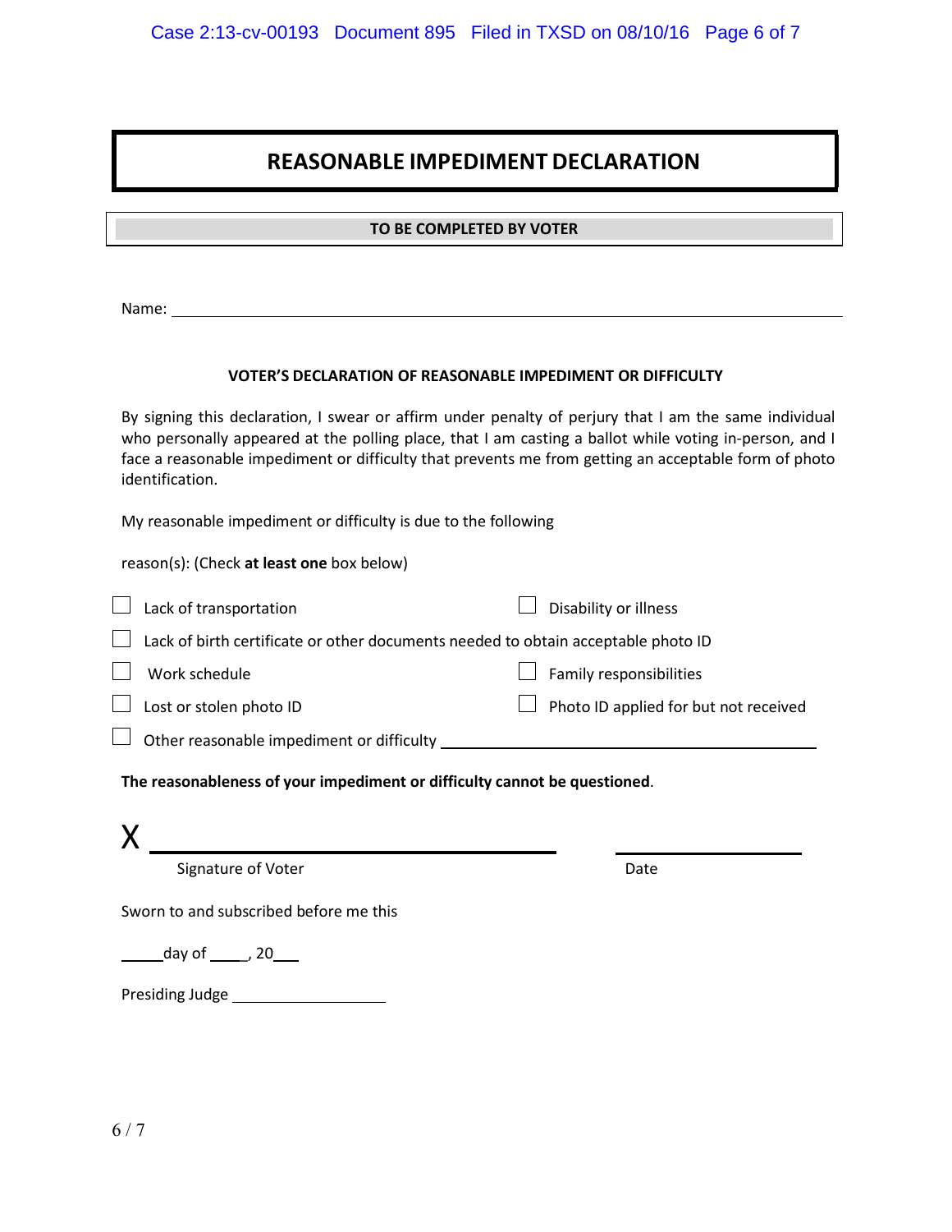# REASONABLE IMPEDIMENT DECLARATION

**TO BE COMPLETED BY VOTER**

Name: ______________________________________________________________________

**VOTER'S DECLARATION OF REASONABLE IMPEDIMENT OR DIFFICULTY**

By signing this declaration, I swear or affirm under penalty of perjury that I am the same individual who personally appeared at the polling place, that I am casting a ballot while voting in-person, and I face a reasonable impediment or difficulty that prevents me from getting an acceptable form of photo identification.

My reasonable impediment or difficulty is due to the following

reason(s): (Check **at least one** box below)

- ☐ Lack of transportation
- ☐ Disability or illness
- ☐ Lack of birth certificate or other documents needed to obtain acceptable photo ID
- ☐ Work schedule
- ☐ Family responsibilities
- ☐ Lost or stolen photo ID
- ☐ Photo ID applied for but not received
- ☐ Other reasonable impediment or difficulty ______________________________

**The reasonableness of your impediment or difficulty cannot be questioned**.

X ______________________________________ ____________________

Signature of Voter Date

Sworn to and subscribed before me this

_____day of _____, 20___

Presiding Judge ____________________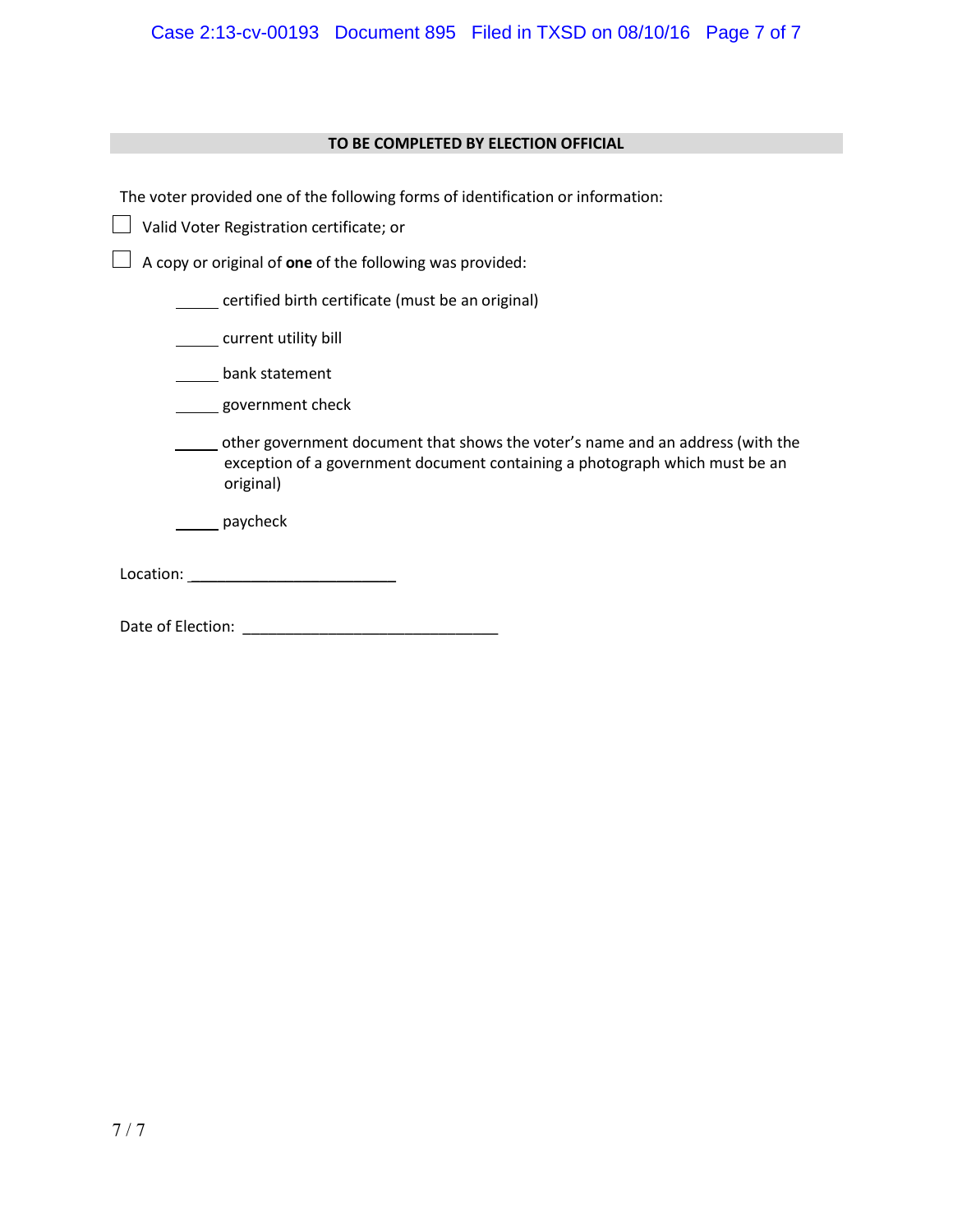**TO BE COMPLETED BY ELECTION OFFICIAL**

The voter provided one of the following forms of identification or information:

☐ Valid Voter Registration certificate; or

☐ A copy or original of **one** of the following was provided:

_____ certified birth certificate (must be an original)

_____ current utility bill

_____ bank statement

_____ government check

_____ other government document that shows the voter's name and an address (with the exception of a government document containing a photograph which must be an original)

_____ paycheck

Location: ________________________

Date of Election: ______________________________